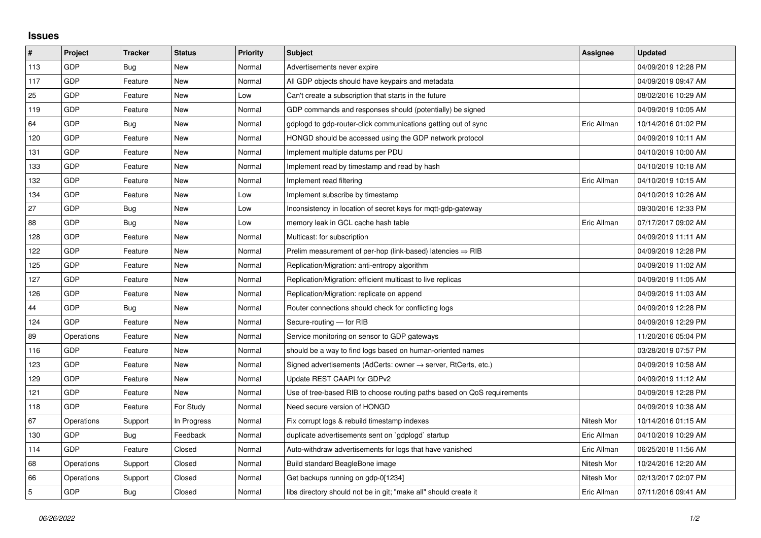## Issues

| # | Project | Tracker | Status | Priority | Subject | Assignee | Updated |
|---|---|---|---|---|---|---|---|
| 113 | GDP | Bug | New | Normal | Advertisements never expire | | 04/09/2019 12:28 PM |
| 117 | GDP | Feature | New | Normal | All GDP objects should have keypairs and metadata | | 04/09/2019 09:47 AM |
| 25 | GDP | Feature | New | Low | Can't create a subscription that starts in the future | | 08/02/2016 10:29 AM |
| 119 | GDP | Feature | New | Normal | GDP commands and responses should (potentially) be signed | | 04/09/2019 10:05 AM |
| 64 | GDP | Bug | New | Normal | gdplogd to gdp-router-click communications getting out of sync | Eric Allman | 10/14/2016 01:02 PM |
| 120 | GDP | Feature | New | Normal | HONGD should be accessed using the GDP network protocol | | 04/09/2019 10:11 AM |
| 131 | GDP | Feature | New | Normal | Implement multiple datums per PDU | | 04/10/2019 10:00 AM |
| 133 | GDP | Feature | New | Normal | Implement read by timestamp and read by hash | | 04/10/2019 10:18 AM |
| 132 | GDP | Feature | New | Normal | Implement read filtering | Eric Allman | 04/10/2019 10:15 AM |
| 134 | GDP | Feature | New | Low | Implement subscribe by timestamp | | 04/10/2019 10:26 AM |
| 27 | GDP | Bug | New | Low | Inconsistency in location of secret keys for mqtt-gdp-gateway | | 09/30/2016 12:33 PM |
| 88 | GDP | Bug | New | Low | memory leak in GCL cache hash table | Eric Allman | 07/17/2017 09:02 AM |
| 128 | GDP | Feature | New | Normal | Multicast: for subscription | | 04/09/2019 11:11 AM |
| 122 | GDP | Feature | New | Normal | Prelim measurement of per-hop (link-based) latencies ⇒ RIB | | 04/09/2019 12:28 PM |
| 125 | GDP | Feature | New | Normal | Replication/Migration: anti-entropy algorithm | | 04/09/2019 11:02 AM |
| 127 | GDP | Feature | New | Normal | Replication/Migration: efficient multicast to live replicas | | 04/09/2019 11:05 AM |
| 126 | GDP | Feature | New | Normal | Replication/Migration: replicate on append | | 04/09/2019 11:03 AM |
| 44 | GDP | Bug | New | Normal | Router connections should check for conflicting logs | | 04/09/2019 12:28 PM |
| 124 | GDP | Feature | New | Normal | Secure-routing — for RIB | | 04/09/2019 12:29 PM |
| 89 | Operations | Feature | New | Normal | Service monitoring on sensor to GDP gateways | | 11/20/2016 05:04 PM |
| 116 | GDP | Feature | New | Normal | should be a way to find logs based on human-oriented names | | 03/28/2019 07:57 PM |
| 123 | GDP | Feature | New | Normal | Signed advertisements (AdCerts: owner → server, RtCerts, etc.) | | 04/09/2019 10:58 AM |
| 129 | GDP | Feature | New | Normal | Update REST CAAPI for GDPv2 | | 04/09/2019 11:12 AM |
| 121 | GDP | Feature | New | Normal | Use of tree-based RIB to choose routing paths based on QoS requirements | | 04/09/2019 12:28 PM |
| 118 | GDP | Feature | For Study | Normal | Need secure version of HONGD | | 04/09/2019 10:38 AM |
| 67 | Operations | Support | In Progress | Normal | Fix corrupt logs & rebuild timestamp indexes | Nitesh Mor | 10/14/2016 01:15 AM |
| 130 | GDP | Bug | Feedback | Normal | duplicate advertisements sent on `gdplogd` startup | Eric Allman | 04/10/2019 10:29 AM |
| 114 | GDP | Feature | Closed | Normal | Auto-withdraw advertisements for logs that have vanished | Eric Allman | 06/25/2018 11:56 AM |
| 68 | Operations | Support | Closed | Normal | Build standard BeagleBone image | Nitesh Mor | 10/24/2016 12:20 AM |
| 66 | Operations | Support | Closed | Normal | Get backups running on gdp-0[1234] | Nitesh Mor | 02/13/2017 02:07 PM |
| 5 | GDP | Bug | Closed | Normal | libs directory should not be in git; "make all" should create it | Eric Allman | 07/11/2016 09:41 AM |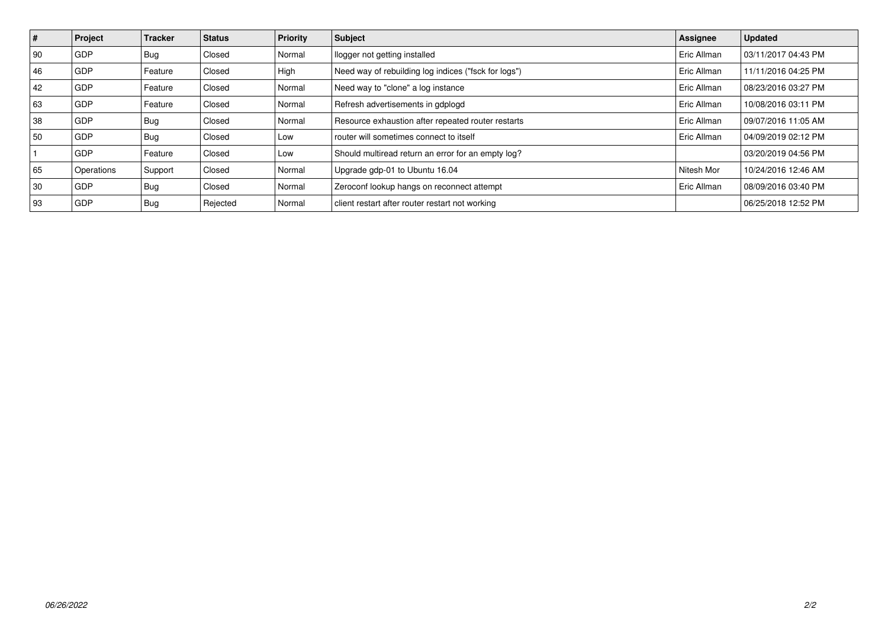| # | Project | Tracker | Status | Priority | Subject | Assignee | Updated |
|---|---|---|---|---|---|---|---|
| 90 | GDP | Bug | Closed | Normal | llogger not getting installed | Eric Allman | 03/11/2017 04:43 PM |
| 46 | GDP | Feature | Closed | High | Need way of rebuilding log indices ("fsck for logs") | Eric Allman | 11/11/2016 04:25 PM |
| 42 | GDP | Feature | Closed | Normal | Need way to "clone" a log instance | Eric Allman | 08/23/2016 03:27 PM |
| 63 | GDP | Feature | Closed | Normal | Refresh advertisements in gdplogd | Eric Allman | 10/08/2016 03:11 PM |
| 38 | GDP | Bug | Closed | Normal | Resource exhaustion after repeated router restarts | Eric Allman | 09/07/2016 11:05 AM |
| 50 | GDP | Bug | Closed | Low | router will sometimes connect to itself | Eric Allman | 04/09/2019 02:12 PM |
| 1 | GDP | Feature | Closed | Low | Should multiread return an error for an empty log? | | 03/20/2019 04:56 PM |
| 65 | Operations | Support | Closed | Normal | Upgrade gdp-01 to Ubuntu 16.04 | Nitesh Mor | 10/24/2016 12:46 AM |
| 30 | GDP | Bug | Closed | Normal | Zeroconf lookup hangs on reconnect attempt | Eric Allman | 08/09/2016 03:40 PM |
| 93 | GDP | Bug | Rejected | Normal | client restart after router restart not working | | 06/25/2018 12:52 PM |